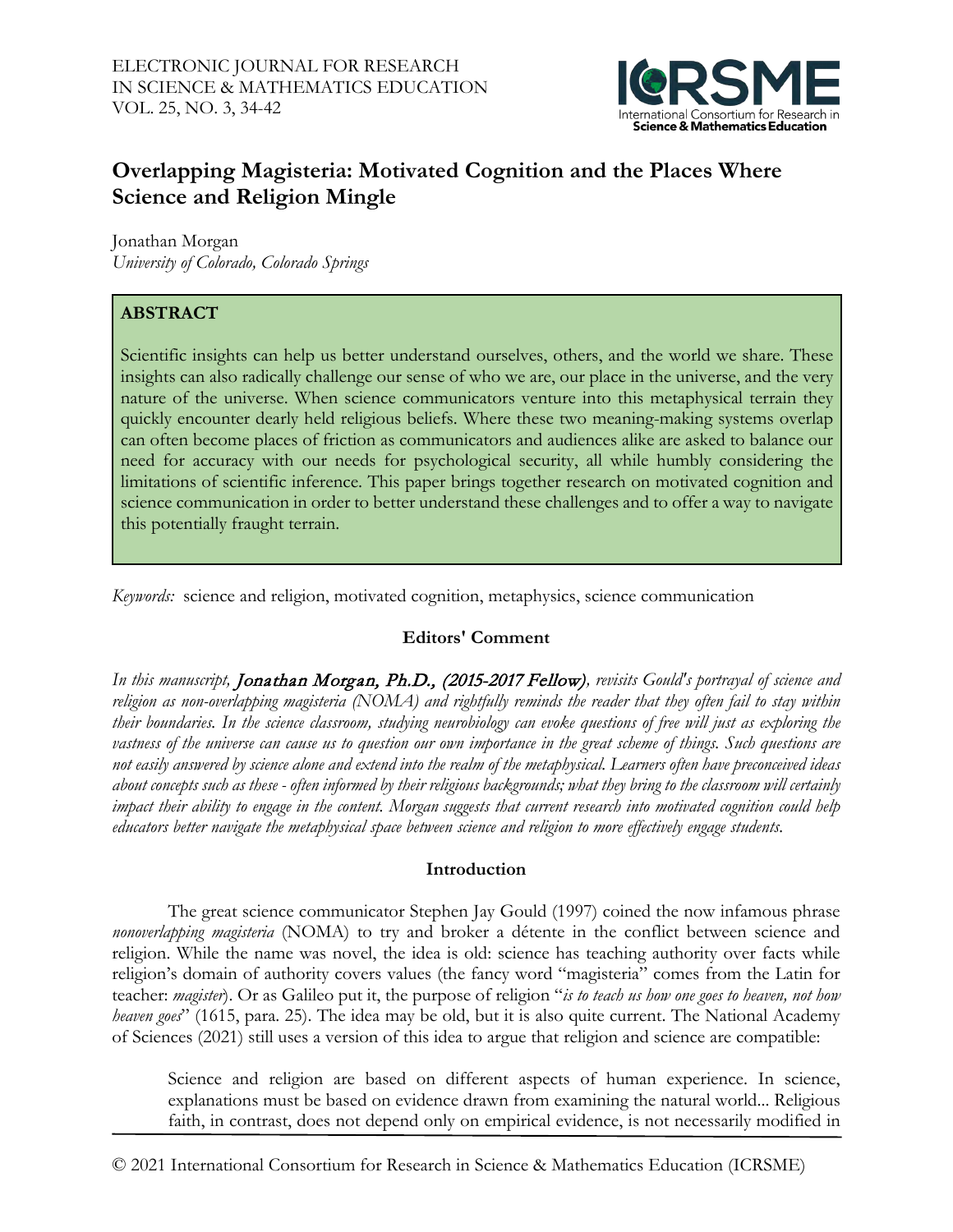# Overlapping Magisteria: Motivated Cognition and the Places Where Science and Religion Mingle

Jonathan Morgan
*University of Colorado, Colorado Springs*

## ABSTRACT

Scientific insights can help us better understand ourselves, others, and the world we share. These insights can also radically challenge our sense of who we are, our place in the universe, and the very nature of the universe. When science communicators venture into this metaphysical terrain they quickly encounter dearly held religious beliefs. Where these two meaning-making systems overlap can often become places of friction as communicators and audiences alike are asked to balance our need for accuracy with our needs for psychological security, all while humbly considering the limitations of scientific inference. This paper brings together research on motivated cognition and science communication in order to better understand these challenges and to offer a way to navigate this potentially fraught terrain.

*Keywords:* science and religion, motivated cognition, metaphysics, science communication

### Editors' Comment

*In this manuscript,* Jonathan Morgan, Ph.D., (2015-2017 Fellow)*, revisits Gould's portrayal of science and religion as non-overlapping magisteria (NOMA) and rightfully reminds the reader that they often fail to stay within their boundaries. In the science classroom, studying neurobiology can evoke questions of free will just as exploring the vastness of the universe can cause us to question our own importance in the great scheme of things. Such questions are not easily answered by science alone and extend into the realm of the metaphysical. Learners often have preconceived ideas about concepts such as these - often informed by their religious backgrounds; what they bring to the classroom will certainly impact their ability to engage in the content. Morgan suggests that current research into motivated cognition could help educators better navigate the metaphysical space between science and religion to more effectively engage students.*

## Introduction

The great science communicator Stephen Jay Gould (1997) coined the now infamous phrase *nonoverlapping magisteria* (NOMA) to try and broker a détente in the conflict between science and religion. While the name was novel, the idea is old: science has teaching authority over facts while religion's domain of authority covers values (the fancy word "magisteria" comes from the Latin for teacher: *magister*). Or as Galileo put it, the purpose of religion "*is to teach us how one goes to heaven, not how heaven goes*" (1615, para. 25). The idea may be old, but it is also quite current. The National Academy of Sciences (2021) still uses a version of this idea to argue that religion and science are compatible:

> Science and religion are based on different aspects of human experience. In science, explanations must be based on evidence drawn from examining the natural world... Religious faith, in contrast, does not depend only on empirical evidence, is not necessarily modified in

© 2021 International Consortium for Research in Science & Mathematics Education (ICRSME)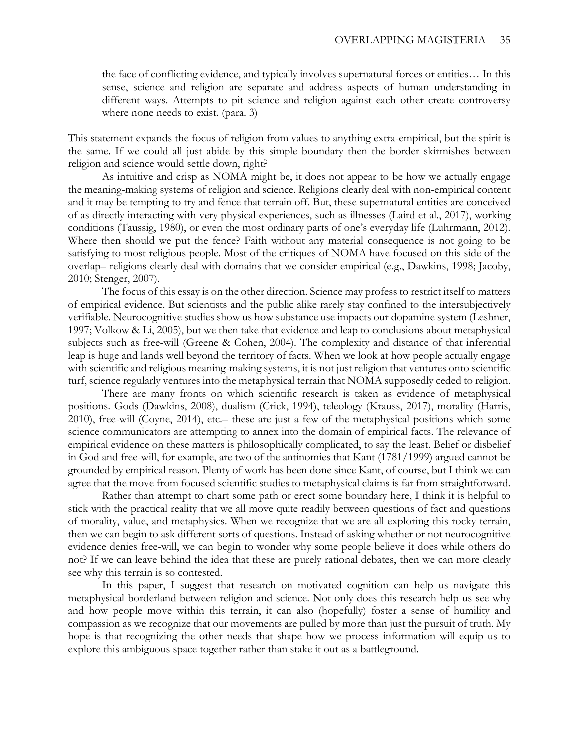> the face of conflicting evidence, and typically involves supernatural forces or entities… In this sense, science and religion are separate and address aspects of human understanding in different ways. Attempts to pit science and religion against each other create controversy where none needs to exist. (para. 3)

This statement expands the focus of religion from values to anything extra-empirical, but the spirit is the same. If we could all just abide by this simple boundary then the border skirmishes between religion and science would settle down, right?

As intuitive and crisp as NOMA might be, it does not appear to be how we actually engage the meaning-making systems of religion and science. Religions clearly deal with non-empirical content and it may be tempting to try and fence that terrain off. But, these supernatural entities are conceived of as directly interacting with very physical experiences, such as illnesses (Laird et al., 2017), working conditions (Taussig, 1980), or even the most ordinary parts of one's everyday life (Luhrmann, 2012). Where then should we put the fence? Faith without any material consequence is not going to be satisfying to most religious people. Most of the critiques of NOMA have focused on this side of the overlap– religions clearly deal with domains that we consider empirical (e.g., Dawkins, 1998; Jacoby, 2010; Stenger, 2007).

The focus of this essay is on the other direction. Science may profess to restrict itself to matters of empirical evidence. But scientists and the public alike rarely stay confined to the intersubjectively verifiable. Neurocognitive studies show us how substance use impacts our dopamine system (Leshner, 1997; Volkow & Li, 2005), but we then take that evidence and leap to conclusions about metaphysical subjects such as free-will (Greene & Cohen, 2004). The complexity and distance of that inferential leap is huge and lands well beyond the territory of facts. When we look at how people actually engage with scientific and religious meaning-making systems, it is not just religion that ventures onto scientific turf, science regularly ventures into the metaphysical terrain that NOMA supposedly ceded to religion.

There are many fronts on which scientific research is taken as evidence of metaphysical positions. Gods (Dawkins, 2008), dualism (Crick, 1994), teleology (Krauss, 2017), morality (Harris, 2010), free-will (Coyne, 2014), etc.– these are just a few of the metaphysical positions which some science communicators are attempting to annex into the domain of empirical facts. The relevance of empirical evidence on these matters is philosophically complicated, to say the least. Belief or disbelief in God and free-will, for example, are two of the antinomies that Kant (1781/1999) argued cannot be grounded by empirical reason. Plenty of work has been done since Kant, of course, but I think we can agree that the move from focused scientific studies to metaphysical claims is far from straightforward.

Rather than attempt to chart some path or erect some boundary here, I think it is helpful to stick with the practical reality that we all move quite readily between questions of fact and questions of morality, value, and metaphysics. When we recognize that we are all exploring this rocky terrain, then we can begin to ask different sorts of questions. Instead of asking whether or not neurocognitive evidence denies free-will, we can begin to wonder why some people believe it does while others do not? If we can leave behind the idea that these are purely rational debates, then we can more clearly see why this terrain is so contested.

In this paper, I suggest that research on motivated cognition can help us navigate this metaphysical borderland between religion and science. Not only does this research help us see why and how people move within this terrain, it can also (hopefully) foster a sense of humility and compassion as we recognize that our movements are pulled by more than just the pursuit of truth. My hope is that recognizing the other needs that shape how we process information will equip us to explore this ambiguous space together rather than stake it out as a battleground.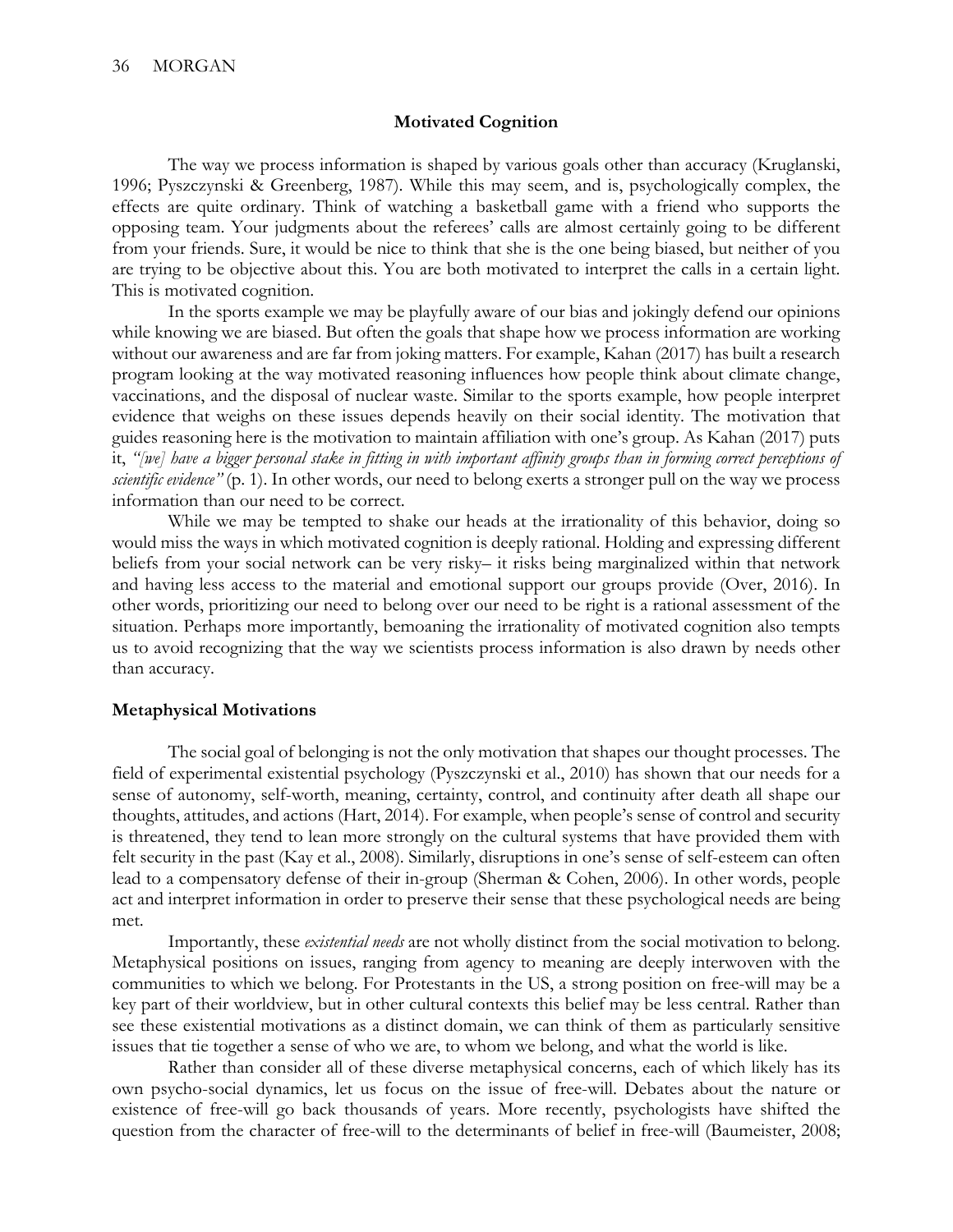## Motivated Cognition

The way we process information is shaped by various goals other than accuracy (Kruglanski, 1996; Pyszczynski & Greenberg, 1987). While this may seem, and is, psychologically complex, the effects are quite ordinary. Think of watching a basketball game with a friend who supports the opposing team. Your judgments about the referees' calls are almost certainly going to be different from your friends. Sure, it would be nice to think that she is the one being biased, but neither of you are trying to be objective about this. You are both motivated to interpret the calls in a certain light. This is motivated cognition.

In the sports example we may be playfully aware of our bias and jokingly defend our opinions while knowing we are biased. But often the goals that shape how we process information are working without our awareness and are far from joking matters. For example, Kahan (2017) has built a research program looking at the way motivated reasoning influences how people think about climate change, vaccinations, and the disposal of nuclear waste. Similar to the sports example, how people interpret evidence that weighs on these issues depends heavily on their social identity. The motivation that guides reasoning here is the motivation to maintain affiliation with one's group. As Kahan (2017) puts it, *"[we] have a bigger personal stake in fitting in with important affinity groups than in forming correct perceptions of scientific evidence"* (p. 1). In other words, our need to belong exerts a stronger pull on the way we process information than our need to be correct.

While we may be tempted to shake our heads at the irrationality of this behavior, doing so would miss the ways in which motivated cognition is deeply rational. Holding and expressing different beliefs from your social network can be very risky– it risks being marginalized within that network and having less access to the material and emotional support our groups provide (Over, 2016). In other words, prioritizing our need to belong over our need to be right is a rational assessment of the situation. Perhaps more importantly, bemoaning the irrationality of motivated cognition also tempts us to avoid recognizing that the way we scientists process information is also drawn by needs other than accuracy.

### Metaphysical Motivations

The social goal of belonging is not the only motivation that shapes our thought processes. The field of experimental existential psychology (Pyszczynski et al., 2010) has shown that our needs for a sense of autonomy, self-worth, meaning, certainty, control, and continuity after death all shape our thoughts, attitudes, and actions (Hart, 2014). For example, when people's sense of control and security is threatened, they tend to lean more strongly on the cultural systems that have provided them with felt security in the past (Kay et al., 2008). Similarly, disruptions in one's sense of self-esteem can often lead to a compensatory defense of their in-group (Sherman & Cohen, 2006). In other words, people act and interpret information in order to preserve their sense that these psychological needs are being met.

Importantly, these *existential needs* are not wholly distinct from the social motivation to belong. Metaphysical positions on issues, ranging from agency to meaning are deeply interwoven with the communities to which we belong. For Protestants in the US, a strong position on free-will may be a key part of their worldview, but in other cultural contexts this belief may be less central. Rather than see these existential motivations as a distinct domain, we can think of them as particularly sensitive issues that tie together a sense of who we are, to whom we belong, and what the world is like.

Rather than consider all of these diverse metaphysical concerns, each of which likely has its own psycho-social dynamics, let us focus on the issue of free-will. Debates about the nature or existence of free-will go back thousands of years. More recently, psychologists have shifted the question from the character of free-will to the determinants of belief in free-will (Baumeister, 2008;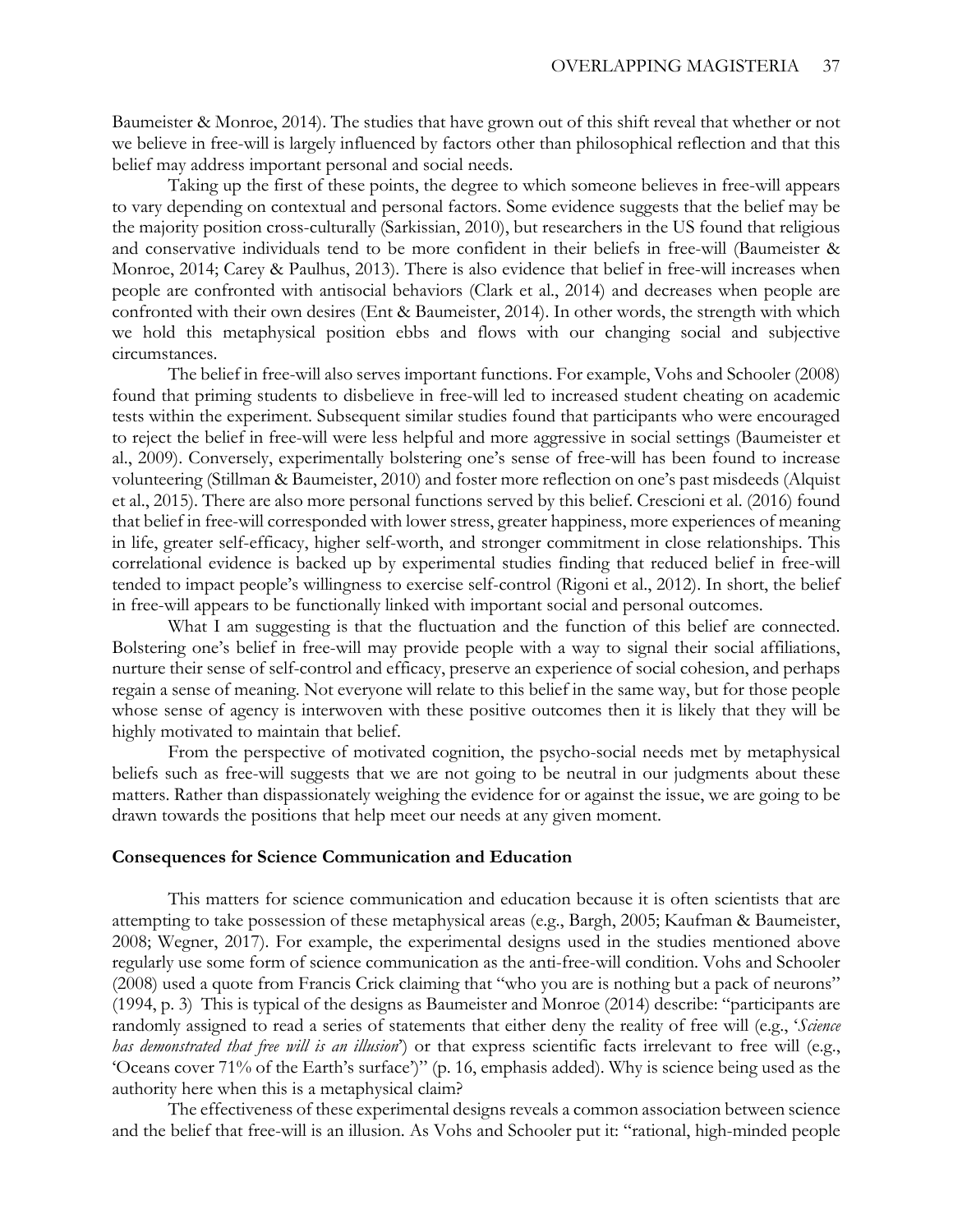Baumeister & Monroe, 2014). The studies that have grown out of this shift reveal that whether or not we believe in free-will is largely influenced by factors other than philosophical reflection and that this belief may address important personal and social needs.

Taking up the first of these points, the degree to which someone believes in free-will appears to vary depending on contextual and personal factors. Some evidence suggests that the belief may be the majority position cross-culturally (Sarkissian, 2010), but researchers in the US found that religious and conservative individuals tend to be more confident in their beliefs in free-will (Baumeister & Monroe, 2014; Carey & Paulhus, 2013). There is also evidence that belief in free-will increases when people are confronted with antisocial behaviors (Clark et al., 2014) and decreases when people are confronted with their own desires (Ent & Baumeister, 2014). In other words, the strength with which we hold this metaphysical position ebbs and flows with our changing social and subjective circumstances.

The belief in free-will also serves important functions. For example, Vohs and Schooler (2008) found that priming students to disbelieve in free-will led to increased student cheating on academic tests within the experiment. Subsequent similar studies found that participants who were encouraged to reject the belief in free-will were less helpful and more aggressive in social settings (Baumeister et al., 2009). Conversely, experimentally bolstering one's sense of free-will has been found to increase volunteering (Stillman & Baumeister, 2010) and foster more reflection on one's past misdeeds (Alquist et al., 2015). There are also more personal functions served by this belief. Crescioni et al. (2016) found that belief in free-will corresponded with lower stress, greater happiness, more experiences of meaning in life, greater self-efficacy, higher self-worth, and stronger commitment in close relationships. This correlational evidence is backed up by experimental studies finding that reduced belief in free-will tended to impact people's willingness to exercise self-control (Rigoni et al., 2012). In short, the belief in free-will appears to be functionally linked with important social and personal outcomes.

What I am suggesting is that the fluctuation and the function of this belief are connected. Bolstering one's belief in free-will may provide people with a way to signal their social affiliations, nurture their sense of self-control and efficacy, preserve an experience of social cohesion, and perhaps regain a sense of meaning. Not everyone will relate to this belief in the same way, but for those people whose sense of agency is interwoven with these positive outcomes then it is likely that they will be highly motivated to maintain that belief.

From the perspective of motivated cognition, the psycho-social needs met by metaphysical beliefs such as free-will suggests that we are not going to be neutral in our judgments about these matters. Rather than dispassionately weighing the evidence for or against the issue, we are going to be drawn towards the positions that help meet our needs at any given moment.

## Consequences for Science Communication and Education

This matters for science communication and education because it is often scientists that are attempting to take possession of these metaphysical areas (e.g., Bargh, 2005; Kaufman & Baumeister, 2008; Wegner, 2017). For example, the experimental designs used in the studies mentioned above regularly use some form of science communication as the anti-free-will condition. Vohs and Schooler (2008) used a quote from Francis Crick claiming that "who you are is nothing but a pack of neurons" (1994, p. 3) This is typical of the designs as Baumeister and Monroe (2014) describe: "participants are randomly assigned to read a series of statements that either deny the reality of free will (e.g., '*Science has demonstrated that free will is an illusion*') or that express scientific facts irrelevant to free will (e.g., 'Oceans cover 71% of the Earth's surface')" (p. 16, emphasis added). Why is science being used as the authority here when this is a metaphysical claim?

The effectiveness of these experimental designs reveals a common association between science and the belief that free-will is an illusion. As Vohs and Schooler put it: "rational, high-minded people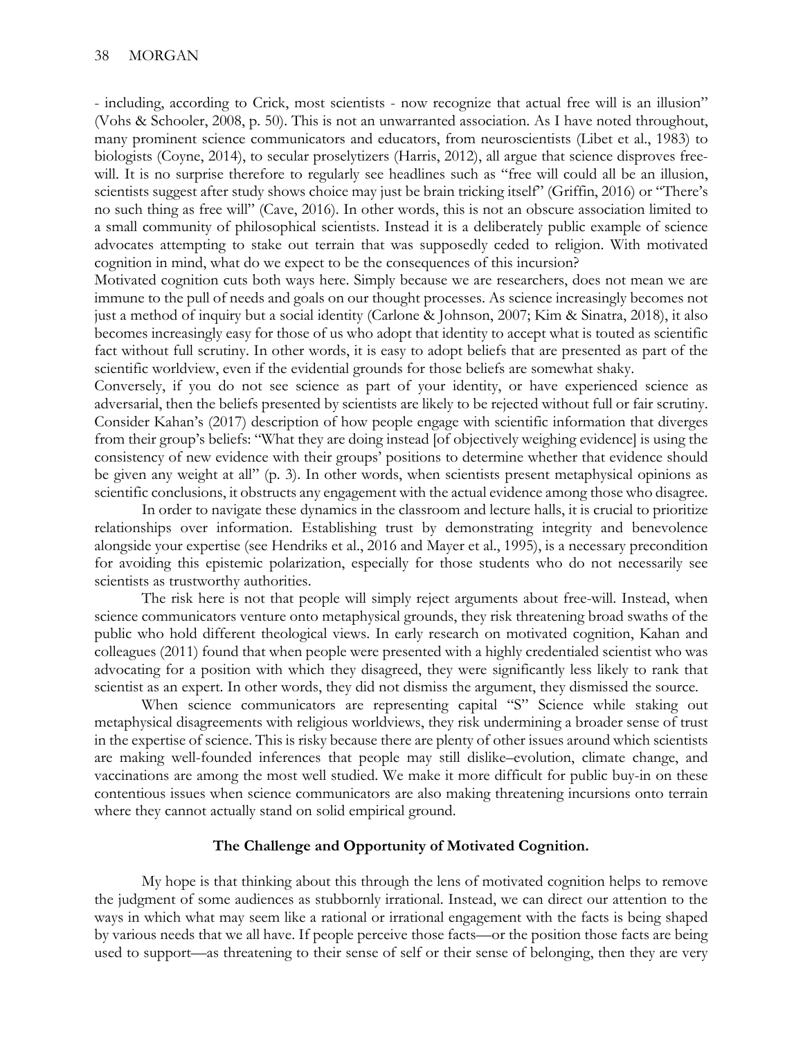- including, according to Crick, most scientists - now recognize that actual free will is an illusion" (Vohs & Schooler, 2008, p. 50). This is not an unwarranted association. As I have noted throughout, many prominent science communicators and educators, from neuroscientists (Libet et al., 1983) to biologists (Coyne, 2014), to secular proselytizers (Harris, 2012), all argue that science disproves free-will. It is no surprise therefore to regularly see headlines such as "free will could all be an illusion, scientists suggest after study shows choice may just be brain tricking itself" (Griffin, 2016) or "There's no such thing as free will" (Cave, 2016). In other words, this is not an obscure association limited to a small community of philosophical scientists. Instead it is a deliberately public example of science advocates attempting to stake out terrain that was supposedly ceded to religion. With motivated cognition in mind, what do we expect to be the consequences of this incursion?

Motivated cognition cuts both ways here. Simply because we are researchers, does not mean we are immune to the pull of needs and goals on our thought processes. As science increasingly becomes not just a method of inquiry but a social identity (Carlone & Johnson, 2007; Kim & Sinatra, 2018), it also becomes increasingly easy for those of us who adopt that identity to accept what is touted as scientific fact without full scrutiny. In other words, it is easy to adopt beliefs that are presented as part of the scientific worldview, even if the evidential grounds for those beliefs are somewhat shaky.

Conversely, if you do not see science as part of your identity, or have experienced science as adversarial, then the beliefs presented by scientists are likely to be rejected without full or fair scrutiny. Consider Kahan's (2017) description of how people engage with scientific information that diverges from their group's beliefs: "What they are doing instead [of objectively weighing evidence] is using the consistency of new evidence with their groups' positions to determine whether that evidence should be given any weight at all" (p. 3). In other words, when scientists present metaphysical opinions as scientific conclusions, it obstructs any engagement with the actual evidence among those who disagree.

In order to navigate these dynamics in the classroom and lecture halls, it is crucial to prioritize relationships over information. Establishing trust by demonstrating integrity and benevolence alongside your expertise (see Hendriks et al., 2016 and Mayer et al., 1995), is a necessary precondition for avoiding this epistemic polarization, especially for those students who do not necessarily see scientists as trustworthy authorities.

The risk here is not that people will simply reject arguments about free-will. Instead, when science communicators venture onto metaphysical grounds, they risk threatening broad swaths of the public who hold different theological views. In early research on motivated cognition, Kahan and colleagues (2011) found that when people were presented with a highly credentialed scientist who was advocating for a position with which they disagreed, they were significantly less likely to rank that scientist as an expert. In other words, they did not dismiss the argument, they dismissed the source.

When science communicators are representing capital "S" Science while staking out metaphysical disagreements with religious worldviews, they risk undermining a broader sense of trust in the expertise of science. This is risky because there are plenty of other issues around which scientists are making well-founded inferences that people may still dislike–evolution, climate change, and vaccinations are among the most well studied. We make it more difficult for public buy-in on these contentious issues when science communicators are also making threatening incursions onto terrain where they cannot actually stand on solid empirical ground.

### The Challenge and Opportunity of Motivated Cognition.

My hope is that thinking about this through the lens of motivated cognition helps to remove the judgment of some audiences as stubbornly irrational. Instead, we can direct our attention to the ways in which what may seem like a rational or irrational engagement with the facts is being shaped by various needs that we all have. If people perceive those facts—or the position those facts are being used to support—as threatening to their sense of self or their sense of belonging, then they are very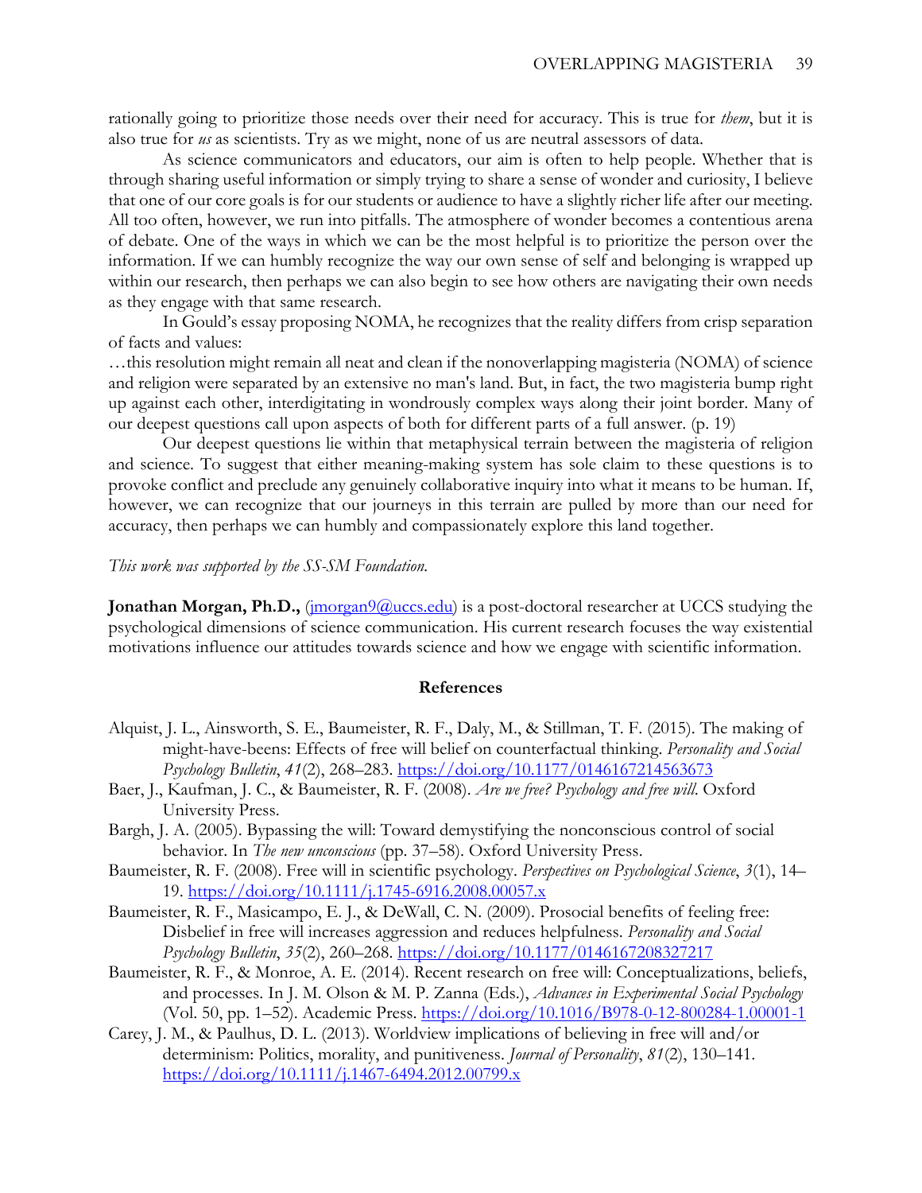rationally going to prioritize those needs over their need for accuracy. This is true for *them*, but it is also true for *us* as scientists. Try as we might, none of us are neutral assessors of data.

As science communicators and educators, our aim is often to help people. Whether that is through sharing useful information or simply trying to share a sense of wonder and curiosity, I believe that one of our core goals is for our students or audience to have a slightly richer life after our meeting. All too often, however, we run into pitfalls. The atmosphere of wonder becomes a contentious arena of debate. One of the ways in which we can be the most helpful is to prioritize the person over the information. If we can humbly recognize the way our own sense of self and belonging is wrapped up within our research, then perhaps we can also begin to see how others are navigating their own needs as they engage with that same research.

In Gould's essay proposing NOMA, he recognizes that the reality differs from crisp separation of facts and values:

…this resolution might remain all neat and clean if the nonoverlapping magisteria (NOMA) of science and religion were separated by an extensive no man's land. But, in fact, the two magisteria bump right up against each other, interdigitating in wondrously complex ways along their joint border. Many of our deepest questions call upon aspects of both for different parts of a full answer. (p. 19)

Our deepest questions lie within that metaphysical terrain between the magisteria of religion and science. To suggest that either meaning-making system has sole claim to these questions is to provoke conflict and preclude any genuinely collaborative inquiry into what it means to be human. If, however, we can recognize that our journeys in this terrain are pulled by more than our need for accuracy, then perhaps we can humbly and compassionately explore this land together.

*This work was supported by the SS-SM Foundation.*

**Jonathan Morgan, Ph.D.,** (jmorgan9@uccs.edu) is a post-doctoral researcher at UCCS studying the psychological dimensions of science communication. His current research focuses the way existential motivations influence our attitudes towards science and how we engage with scientific information.

## References

Alquist, J. L., Ainsworth, S. E., Baumeister, R. F., Daly, M., & Stillman, T. F. (2015). The making of might-have-beens: Effects of free will belief on counterfactual thinking. *Personality and Social Psychology Bulletin*, *41*(2), 268–283. https://doi.org/10.1177/0146167214563673

Baer, J., Kaufman, J. C., & Baumeister, R. F. (2008). *Are we free? Psychology and free will*. Oxford University Press.

Bargh, J. A. (2005). Bypassing the will: Toward demystifying the nonconscious control of social behavior. In *The new unconscious* (pp. 37–58). Oxford University Press.

Baumeister, R. F. (2008). Free will in scientific psychology. *Perspectives on Psychological Science*, *3*(1), 14–19. https://doi.org/10.1111/j.1745-6916.2008.00057.x

Baumeister, R. F., Masicampo, E. J., & DeWall, C. N. (2009). Prosocial benefits of feeling free: Disbelief in free will increases aggression and reduces helpfulness. *Personality and Social Psychology Bulletin*, *35*(2), 260–268. https://doi.org/10.1177/0146167208327217

Baumeister, R. F., & Monroe, A. E. (2014). Recent research on free will: Conceptualizations, beliefs, and processes. In J. M. Olson & M. P. Zanna (Eds.), *Advances in Experimental Social Psychology* (Vol. 50, pp. 1–52). Academic Press. https://doi.org/10.1016/B978-0-12-800284-1.00001-1

Carey, J. M., & Paulhus, D. L. (2013). Worldview implications of believing in free will and/or determinism: Politics, morality, and punitiveness. *Journal of Personality*, *81*(2), 130–141. https://doi.org/10.1111/j.1467-6494.2012.00799.x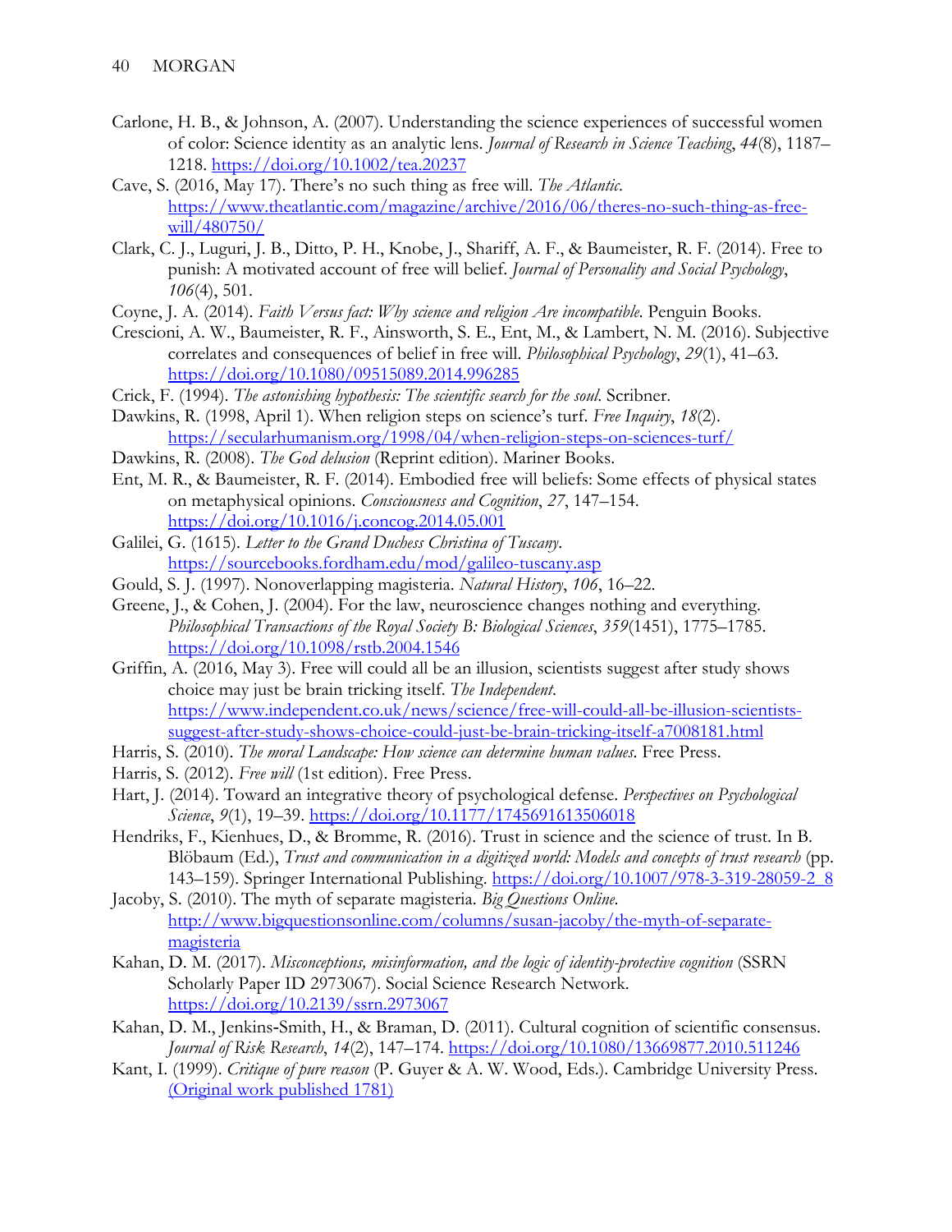Carlone, H. B., & Johnson, A. (2007). Understanding the science experiences of successful women of color: Science identity as an analytic lens. *Journal of Research in Science Teaching*, *44*(8), 1187–1218. https://doi.org/10.1002/tea.20237

Cave, S. (2016, May 17). There's no such thing as free will. *The Atlantic*. https://www.theatlantic.com/magazine/archive/2016/06/theres-no-such-thing-as-free-will/480750/

Clark, C. J., Luguri, J. B., Ditto, P. H., Knobe, J., Shariff, A. F., & Baumeister, R. F. (2014). Free to punish: A motivated account of free will belief. *Journal of Personality and Social Psychology*, *106*(4), 501.

Coyne, J. A. (2014). *Faith Versus fact: Why science and religion Are incompatible*. Penguin Books.

Crescioni, A. W., Baumeister, R. F., Ainsworth, S. E., Ent, M., & Lambert, N. M. (2016). Subjective correlates and consequences of belief in free will. *Philosophical Psychology*, *29*(1), 41–63. https://doi.org/10.1080/09515089.2014.996285

Crick, F. (1994). *The astonishing hypothesis: The scientific search for the soul*. Scribner.

Dawkins, R. (1998, April 1). When religion steps on science's turf. *Free Inquiry*, *18*(2). https://secularhumanism.org/1998/04/when-religion-steps-on-sciences-turf/

Dawkins, R. (2008). *The God delusion* (Reprint edition). Mariner Books.

Ent, M. R., & Baumeister, R. F. (2014). Embodied free will beliefs: Some effects of physical states on metaphysical opinions. *Consciousness and Cognition*, *27*, 147–154. https://doi.org/10.1016/j.concog.2014.05.001

Galilei, G. (1615). *Letter to the Grand Duchess Christina of Tuscany*. https://sourcebooks.fordham.edu/mod/galileo-tuscany.asp

Gould, S. J. (1997). Nonoverlapping magisteria. *Natural History*, *106*, 16–22.

Greene, J., & Cohen, J. (2004). For the law, neuroscience changes nothing and everything. *Philosophical Transactions of the Royal Society B: Biological Sciences*, *359*(1451), 1775–1785. https://doi.org/10.1098/rstb.2004.1546

Griffin, A. (2016, May 3). Free will could all be an illusion, scientists suggest after study shows choice may just be brain tricking itself. *The Independent*. https://www.independent.co.uk/news/science/free-will-could-all-be-illusion-scientists-suggest-after-study-shows-choice-could-just-be-brain-tricking-itself-a7008181.html

Harris, S. (2010). *The moral Landscape: How science can determine human values*. Free Press.

Harris, S. (2012). *Free will* (1st edition). Free Press.

Hart, J. (2014). Toward an integrative theory of psychological defense. *Perspectives on Psychological Science*, *9*(1), 19–39. https://doi.org/10.1177/1745691613506018

Hendriks, F., Kienhues, D., & Bromme, R. (2016). Trust in science and the science of trust. In B. Blöbaum (Ed.), *Trust and communication in a digitized world: Models and concepts of trust research* (pp. 143–159). Springer International Publishing. https://doi.org/10.1007/978-3-319-28059-2_8

Jacoby, S. (2010). The myth of separate magisteria. *Big Questions Online*. http://www.bigquestionsonline.com/columns/susan-jacoby/the-myth-of-separate-magisteria

Kahan, D. M. (2017). *Misconceptions, misinformation, and the logic of identity-protective cognition* (SSRN Scholarly Paper ID 2973067). Social Science Research Network. https://doi.org/10.2139/ssrn.2973067

Kahan, D. M., Jenkins-Smith, H., & Braman, D. (2011). Cultural cognition of scientific consensus. *Journal of Risk Research*, *14*(2), 147–174. https://doi.org/10.1080/13669877.2010.511246

Kant, I. (1999). *Critique of pure reason* (P. Guyer & A. W. Wood, Eds.). Cambridge University Press. (Original work published 1781)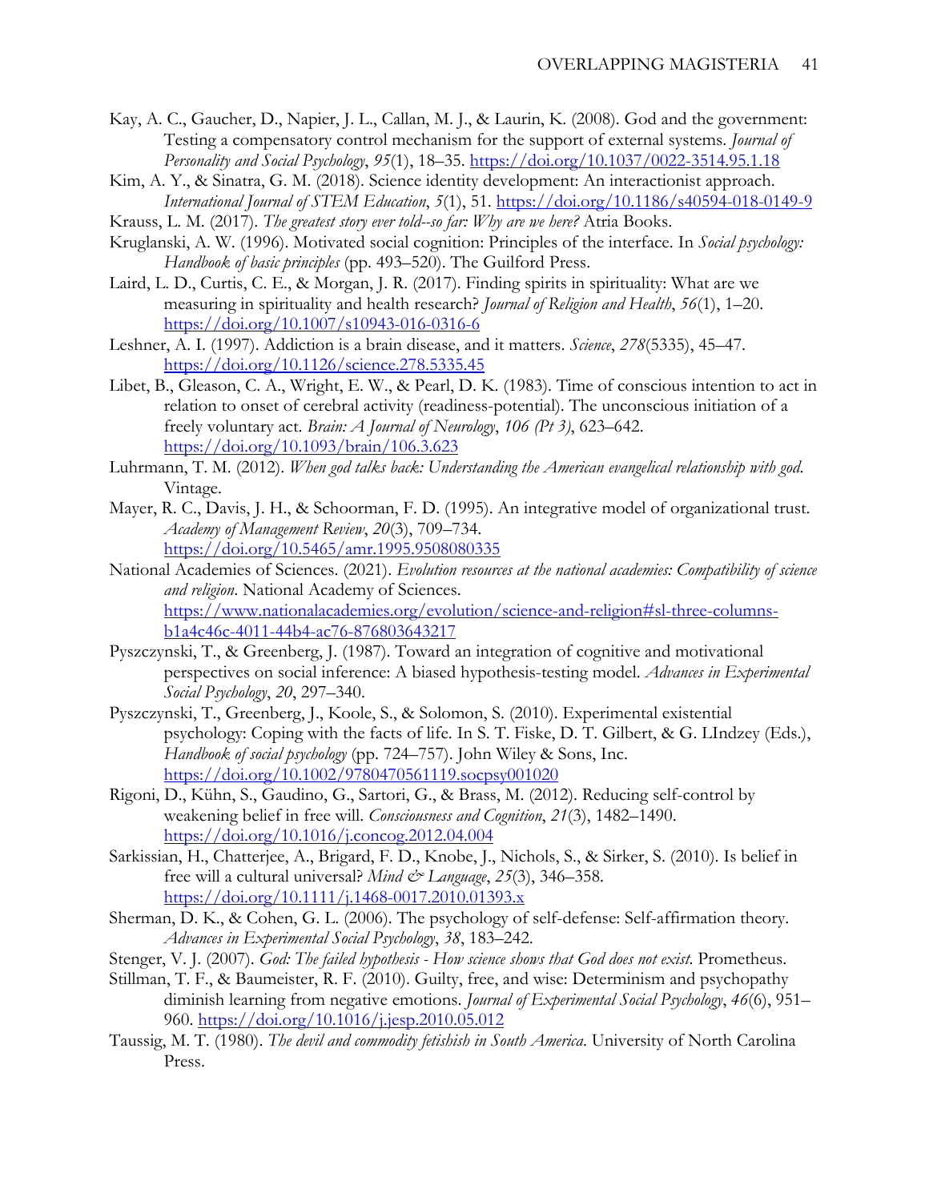Kay, A. C., Gaucher, D., Napier, J. L., Callan, M. J., & Laurin, K. (2008). God and the government: Testing a compensatory control mechanism for the support of external systems. *Journal of Personality and Social Psychology*, *95*(1), 18–35. https://doi.org/10.1037/0022-3514.95.1.18

Kim, A. Y., & Sinatra, G. M. (2018). Science identity development: An interactionist approach. *International Journal of STEM Education*, *5*(1), 51. https://doi.org/10.1186/s40594-018-0149-9

Krauss, L. M. (2017). *The greatest story ever told--so far: Why are we here?* Atria Books.

Kruglanski, A. W. (1996). Motivated social cognition: Principles of the interface. In *Social psychology: Handbook of basic principles* (pp. 493–520). The Guilford Press.

Laird, L. D., Curtis, C. E., & Morgan, J. R. (2017). Finding spirits in spirituality: What are we measuring in spirituality and health research? *Journal of Religion and Health*, *56*(1), 1–20. https://doi.org/10.1007/s10943-016-0316-6

Leshner, A. I. (1997). Addiction is a brain disease, and it matters. *Science*, *278*(5335), 45–47. https://doi.org/10.1126/science.278.5335.45

Libet, B., Gleason, C. A., Wright, E. W., & Pearl, D. K. (1983). Time of conscious intention to act in relation to onset of cerebral activity (readiness-potential). The unconscious initiation of a freely voluntary act. *Brain: A Journal of Neurology*, *106 (Pt 3)*, 623–642. https://doi.org/10.1093/brain/106.3.623

Luhrmann, T. M. (2012). *When god talks back: Understanding the American evangelical relationship with god*. Vintage.

Mayer, R. C., Davis, J. H., & Schoorman, F. D. (1995). An integrative model of organizational trust. *Academy of Management Review*, *20*(3), 709–734. https://doi.org/10.5465/amr.1995.9508080335

National Academies of Sciences. (2021). *Evolution resources at the national academies: Compatibility of science and religion*. National Academy of Sciences. https://www.nationalacademies.org/evolution/science-and-religion#sl-three-columns-b1a4c46c-4011-44b4-ac76-876803643217

Pyszczynski, T., & Greenberg, J. (1987). Toward an integration of cognitive and motivational perspectives on social inference: A biased hypothesis-testing model. *Advances in Experimental Social Psychology*, *20*, 297–340.

Pyszczynski, T., Greenberg, J., Koole, S., & Solomon, S. (2010). Experimental existential psychology: Coping with the facts of life. In S. T. Fiske, D. T. Gilbert, & G. LIndzey (Eds.), *Handbook of social psychology* (pp. 724–757). John Wiley & Sons, Inc. https://doi.org/10.1002/9780470561119.socpsy001020

Rigoni, D., Kühn, S., Gaudino, G., Sartori, G., & Brass, M. (2012). Reducing self-control by weakening belief in free will. *Consciousness and Cognition*, *21*(3), 1482–1490. https://doi.org/10.1016/j.concog.2012.04.004

Sarkissian, H., Chatterjee, A., Brigard, F. D., Knobe, J., Nichols, S., & Sirker, S. (2010). Is belief in free will a cultural universal? *Mind & Language*, *25*(3), 346–358. https://doi.org/10.1111/j.1468-0017.2010.01393.x

Sherman, D. K., & Cohen, G. L. (2006). The psychology of self-defense: Self-affirmation theory. *Advances in Experimental Social Psychology*, *38*, 183–242.

Stenger, V. J. (2007). *God: The failed hypothesis - How science shows that God does not exist*. Prometheus.

Stillman, T. F., & Baumeister, R. F. (2010). Guilty, free, and wise: Determinism and psychopathy diminish learning from negative emotions. *Journal of Experimental Social Psychology*, *46*(6), 951–960. https://doi.org/10.1016/j.jesp.2010.05.012

Taussig, M. T. (1980). *The devil and commodity fetishish in South America*. University of North Carolina Press.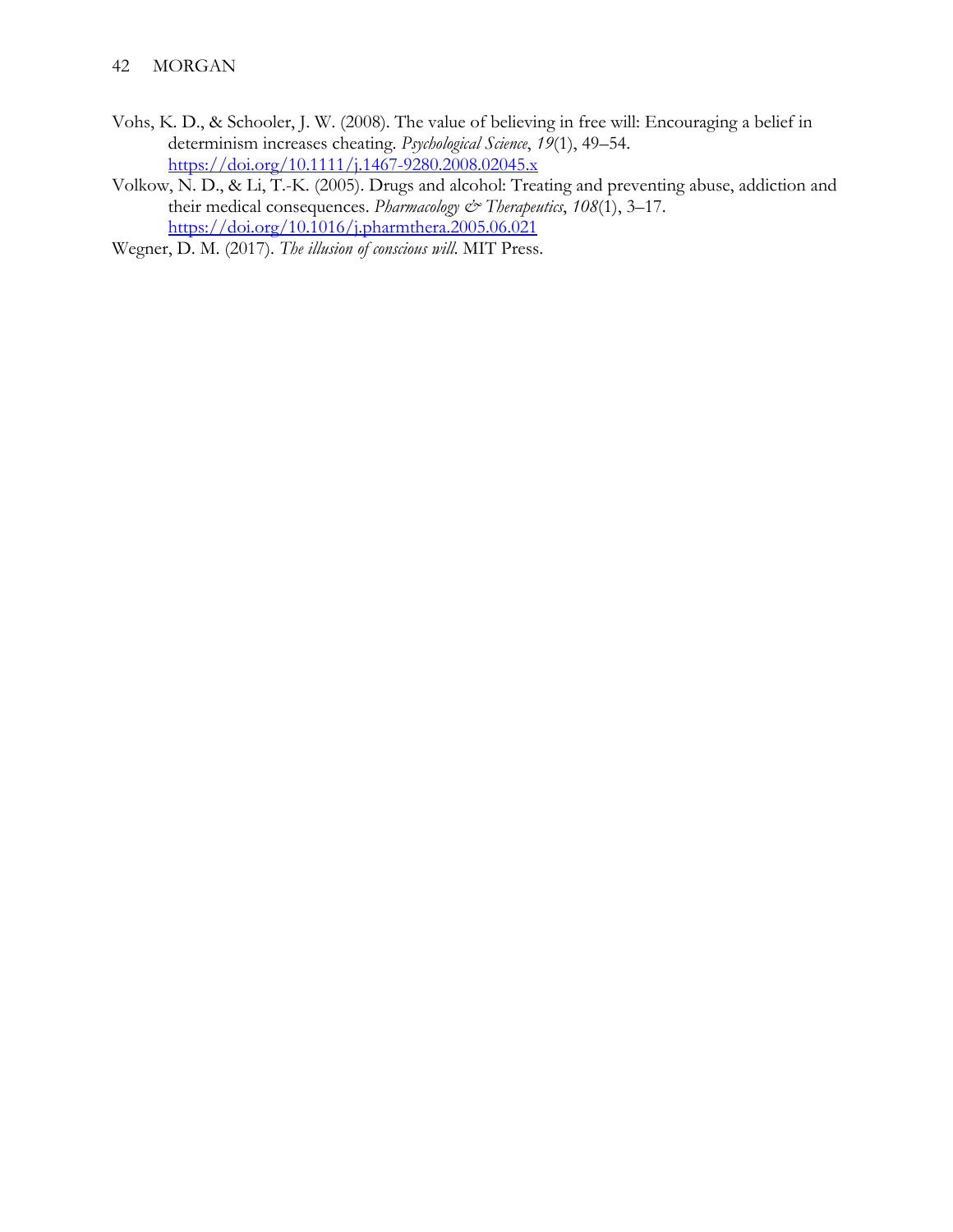Vohs, K. D., & Schooler, J. W. (2008). The value of believing in free will: Encouraging a belief in determinism increases cheating. *Psychological Science*, *19*(1), 49–54. https://doi.org/10.1111/j.1467-9280.2008.02045.x

Volkow, N. D., & Li, T.-K. (2005). Drugs and alcohol: Treating and preventing abuse, addiction and their medical consequences. *Pharmacology & Therapeutics*, *108*(1), 3–17. https://doi.org/10.1016/j.pharmthera.2005.06.021

Wegner, D. M. (2017). *The illusion of conscious will*. MIT Press.